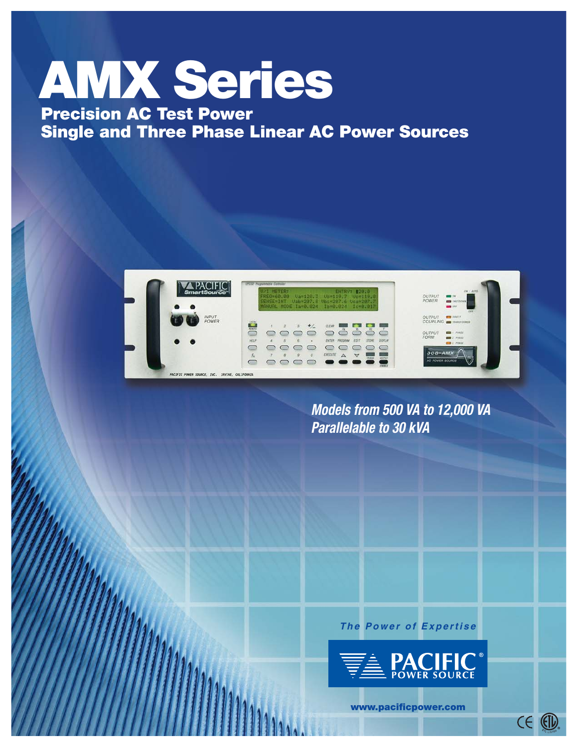# AMX Series

## Precision AC Test Power
## Single and Three Phase Linear AC Power Sources

*Models from 500 VA to 12,000 VA*
*Parallelable to 30 kVA*

*The Power of Expertise*

PACIFIC® POWER SOURCE

www.pacificpower.com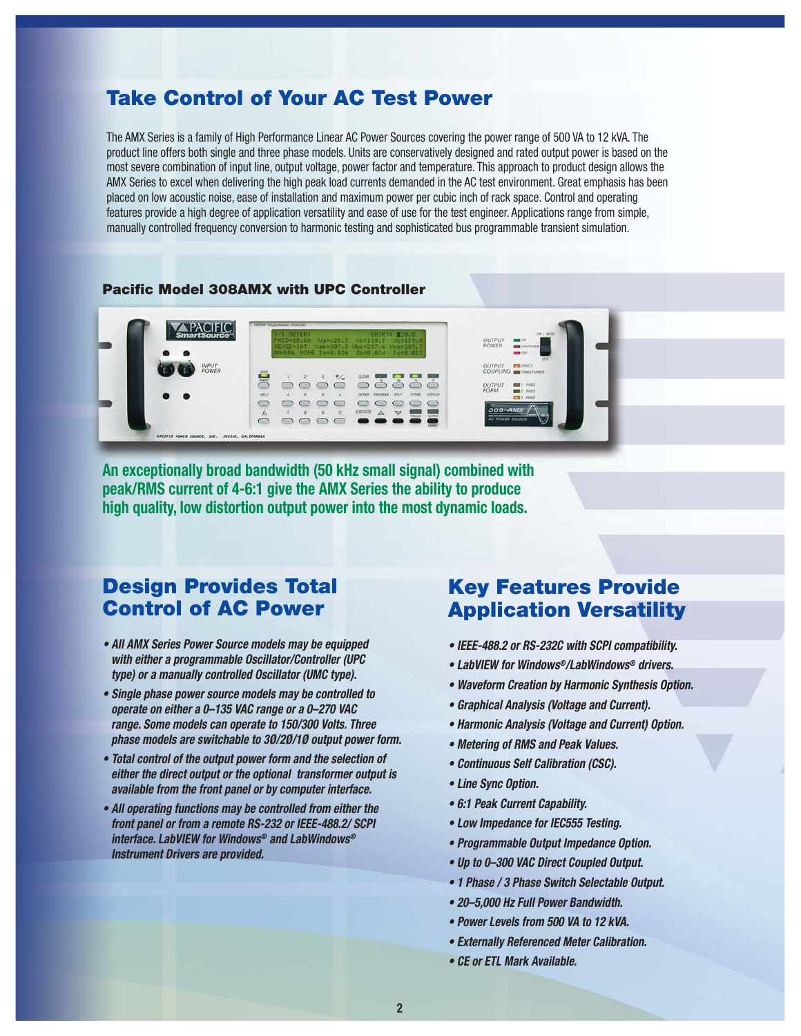# Take Control of Your AC Test Power

The AMX Series is a family of High Performance Linear AC Power Sources covering the power range of 500 VA to 12 kVA. The product line offers both single and three phase models. Units are conservatively designed and rated output power is based on the most severe combination of input line, output voltage, power factor and temperature. This approach to product design allows the AMX Series to excel when delivering the high peak load currents demanded in the AC test environment. Great emphasis has been placed on low acoustic noise, ease of installation and maximum power per cubic inch of rack space. Control and operating features provide a high degree of application versatility and ease of use for the test engineer. Applications range from simple, manually controlled frequency conversion to harmonic testing and sophisticated bus programmable transient simulation.

**Pacific Model 308AMX with UPC Controller**

**An exceptionally broad bandwidth (50 kHz small signal) combined with peak/RMS current of 4-6:1 give the AMX Series the ability to produce high quality, low distortion output power into the most dynamic loads.**

## Design Provides Total Control of AC Power

- *All AMX Series Power Source models may be equipped with either a programmable Oscillator/Controller (UPC type) or a manually controlled Oscillator (UMC type).*
- *Single phase power source models may be controlled to operate on either a 0–135 VAC range or a 0–270 VAC range. Some models can operate to 150/300 Volts. Three phase models are switchable to 3Ø/2Ø/1Ø output power form.*
- *Total control of the output power form and the selection of either the direct output or the optional transformer output is available from the front panel or by computer interface.*
- *All operating functions may be controlled from either the front panel or from a remote RS-232 or IEEE-488.2/ SCPI interface. LabVIEW for Windows® and LabWindows® Instrument Drivers are provided.*

## Key Features Provide Application Versatility

- *IEEE-488.2 or RS-232C with SCPI compatibility.*
- *LabVIEW for Windows®/LabWindows® drivers.*
- *Waveform Creation by Harmonic Synthesis Option.*
- *Graphical Analysis (Voltage and Current).*
- *Harmonic Analysis (Voltage and Current) Option.*
- *Metering of RMS and Peak Values.*
- *Continuous Self Calibration (CSC).*
- *Line Sync Option.*
- *6:1 Peak Current Capability.*
- *Low Impedance for IEC555 Testing.*
- *Programmable Output Impedance Option.*
- *Up to 0–300 VAC Direct Coupled Output.*
- *1 Phase / 3 Phase Switch Selectable Output.*
- *20–5,000 Hz Full Power Bandwidth.*
- *Power Levels from 500 VA to 12 kVA.*
- *Externally Referenced Meter Calibration.*
- *CE or ETL Mark Available.*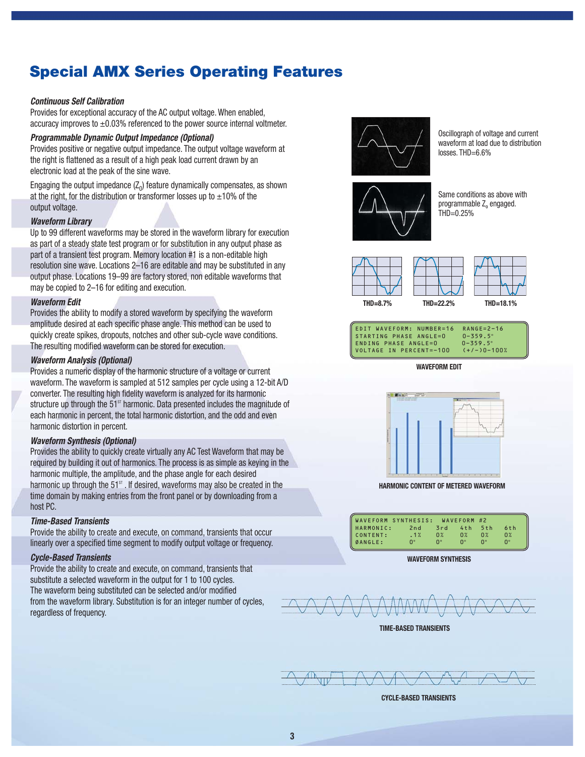# Special AMX Series Operating Features

### *Continuous Self Calibration*

Provides for exceptional accuracy of the AC output voltage. When enabled, accuracy improves to ±0.03% referenced to the power source internal voltmeter.

### *Programmable Dynamic Output Impedance (Optional)*

Provides positive or negative output impedance. The output voltage waveform at the right is flattened as a result of a high peak load current drawn by an electronic load at the peak of the sine wave.

Engaging the output impedance ($Z_0$) feature dynamically compensates, as shown at the right, for the distribution or transformer losses up to ±10% of the output voltage.

Oscillograph of voltage and current waveform at load due to distribution losses. THD=6.6%

Same conditions as above with programmable $Z_o$ engaged. THD=0.25%

### *Waveform Library*

Up to 99 different waveforms may be stored in the waveform library for execution as part of a steady state test program or for substitution in any output phase as part of a transient test program. Memory location #1 is a non-editable high resolution sine wave. Locations 2–16 are editable and may be substituted in any output phase. Locations 19–99 are factory stored, non editable waveforms that may be copied to 2–16 for editing and execution.

THD=8.7% THD=22.2% THD=18.1%

### *Waveform Edit*

Provides the ability to modify a stored waveform by specifying the waveform amplitude desired at each specific phase angle. This method can be used to quickly create spikes, dropouts, notches and other sub-cycle wave conditions. The resulting modified waveform can be stored for execution.

```
EDIT WAVEFORM: NUMBER=16   RANGE=2-16
STARTING PHASE ANGLE=0     0-359.5°
ENDING PHASE ANGLE=0       0-359.5°
VOLTAGE IN PERCENT=-100    (+/-)0-100%
```

**WAVEFORM EDIT**

### *Waveform Analysis (Optional)*

Provides a numeric display of the harmonic structure of a voltage or current waveform. The waveform is sampled at 512 samples per cycle using a 12-bit A/D converter. The resulting high fidelity waveform is analyzed for its harmonic structure up through the 51st harmonic. Data presented includes the magnitude of each harmonic in percent, the total harmonic distortion, and the odd and even harmonic distortion in percent.

**HARMONIC CONTENT OF METERED WAVEFORM**

### *Waveform Synthesis (Optional)*

Provides the ability to quickly create virtually any AC Test Waveform that may be required by building it out of harmonics. The process is as simple as keying in the harmonic multiple, the amplitude, and the phase angle for each desired harmonic up through the 51st. If desired, waveforms may also be created in the time domain by making entries from the front panel or by downloading from a host PC.

```
WAVEFORM SYNTHESIS:   WAVEFORM #2
HARMONIC:    2nd   3rd   4th   5th   6th
CONTENT:     .1%   0%    0%    0%    0%
ØANGLE:      0°    0°    0°    0°    0°
```

**WAVEFORM SYNTHESIS**

### *Time-Based Transients*

Provide the ability to create and execute, on command, transients that occur linearly over a specified time segment to modify output voltage or frequency.

**TIME-BASED TRANSIENTS**

### *Cycle-Based Transients*

Provide the ability to create and execute, on command, transients that substitute a selected waveform in the output for 1 to 100 cycles. The waveform being substituted can be selected and/or modified from the waveform library. Substitution is for an integer number of cycles, regardless of frequency.

**CYCLE-BASED TRANSIENTS**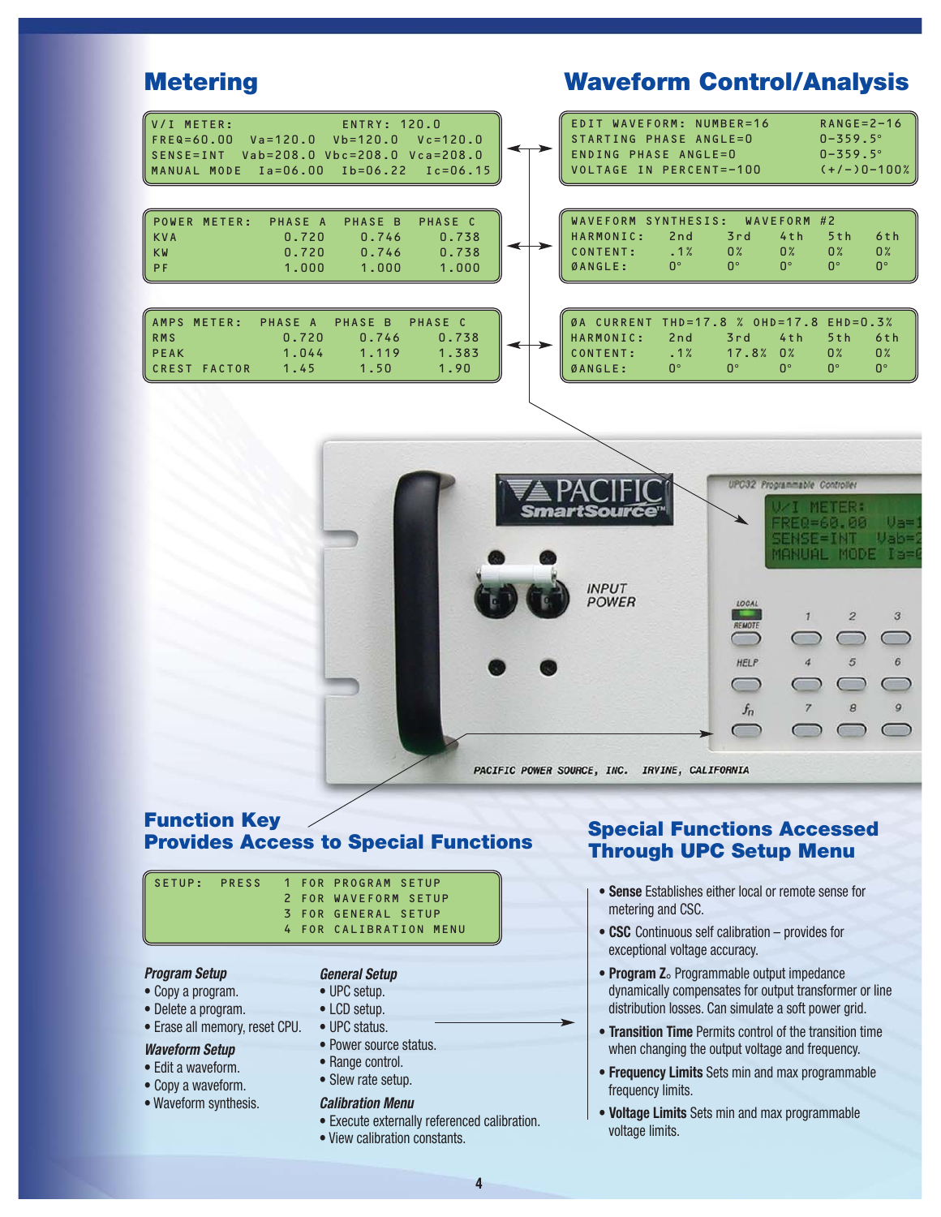## Metering

```
V/I METER:               ENTRY: 120.0
FREQ=60.00   Va=120.0   Vb=120.0   Vc=120.0
SENSE=INT  Vab=208.0 Vbc=208.0 Vca=208.0
MANUAL MODE  Ia=06.00   Ib=06.22   Ic=06.15
```

```
POWER METER:  PHASE A   PHASE B   PHASE C
KVA            0.720     0.746     0.738
KW             0.720     0.746     0.738
PF             1.000     1.000     1.000
```

```
AMPS METER:   PHASE A   PHASE B   PHASE C
RMS            0.720     0.746     0.738
PEAK           1.044     1.119     1.383
CREST FACTOR   1.45      1.50      1.90
```

## Waveform Control/Analysis

```
EDIT WAVEFORM: NUMBER=16          RANGE=2-16
STARTING PHASE ANGLE=0            0-359.5°
ENDING PHASE ANGLE=0              0-359.5°
VOLTAGE IN PERCENT=-100           (+/-)0-100%
```

```
WAVEFORM SYNTHESIS:   WAVEFORM #2
HARMONIC:   2nd    3rd    4th    5th    6th
CONTENT:    .1%    0%     0%     0%     0%
ØANGLE:     0°     0°     0°     0°     0°
```

```
ØA CURRENT THD=17.8 % OHD=17.8 EHD=0.3%
HARMONIC:   2nd    3rd    4th    5th    6th
CONTENT:    .1%    17.8%  0%     0%     0%
ØANGLE:     0°     0°     0°     0°     0°
```

PACIFIC SmartSource™

INPUT POWER

UPC32 Programmable Controller

LOCAL / REMOTE, HELP, $f_n$

PACIFIC POWER SOURCE, INC. IRVINE, CALIFORNIA

## Function Key Provides Access to Special Functions

```
SETUP:  PRESS   1 FOR PROGRAM SETUP
                2 FOR WAVEFORM SETUP
                3 FOR GENERAL SETUP
                4 FOR CALIBRATION MENU
```

***Program Setup***
- Copy a program.
- Delete a program.
- Erase all memory, reset CPU.

***Waveform Setup***
- Edit a waveform.
- Copy a waveform.
- Waveform synthesis.

***General Setup***
- UPC setup.
- LCD setup.
- UPC status.
- Power source status.
- Range control.
- Slew rate setup.

***Calibration Menu***
- Execute externally referenced calibration.
- View calibration constants.

## Special Functions Accessed Through UPC Setup Menu

- **Sense** Establishes either local or remote sense for metering and CSC.
- **CSC** Continuous self calibration – provides for exceptional voltage accuracy.
- **Program $Z_o$** Programmable output impedance dynamically compensates for output transformer or line distribution losses. Can simulate a soft power grid.
- **Transition Time** Permits control of the transition time when changing the output voltage and frequency.
- **Frequency Limits** Sets min and max programmable frequency limits.
- **Voltage Limits** Sets min and max programmable voltage limits.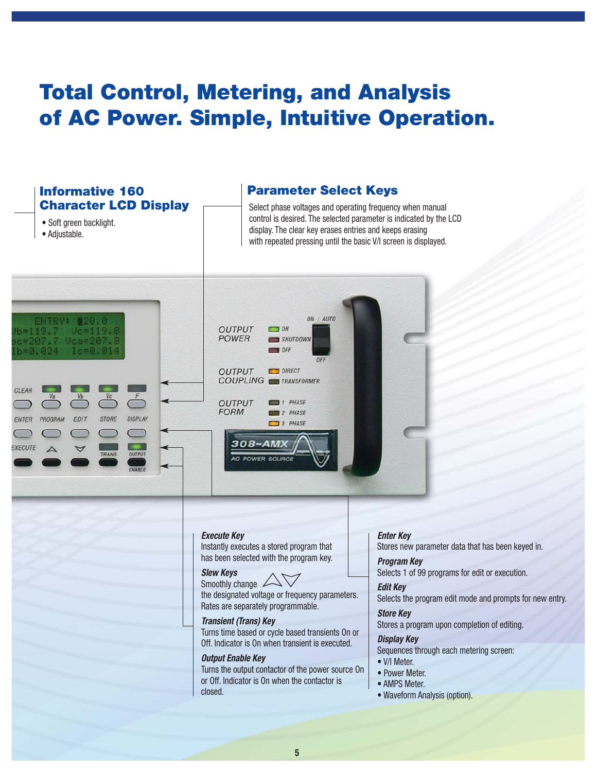# Total Control, Metering, and Analysis of AC Power. Simple, Intuitive Operation.

## Informative 160 Character LCD Display

- Soft green backlight.
- Adjustable.

## Parameter Select Keys

Select phase voltages and operating frequency when manual control is desired. The selected parameter is indicated by the LCD display. The clear key erases entries and keeps erasing with repeated pressing until the basic V/I screen is displayed.

***Execute Key***
Instantly executes a stored program that has been selected with the program key.

***Slew Keys***
Smoothly change the designated voltage or frequency parameters. Rates are separately programmable.

***Transient (Trans) Key***
Turns time based or cycle based transients On or Off. Indicator is On when transient is executed.

***Output Enable Key***
Turns the output contactor of the power source On or Off. Indicator is On when the contactor is closed.

***Enter Key***
Stores new parameter data that has been keyed in.

***Program Key***
Selects 1 of 99 programs for edit or execution.

***Edit Key***
Selects the program edit mode and prompts for new entry.

***Store Key***
Stores a program upon completion of editing.

***Display Key***
Sequences through each metering screen:

- V/I Meter.
- Power Meter.
- AMPS Meter.
- Waveform Analysis (option).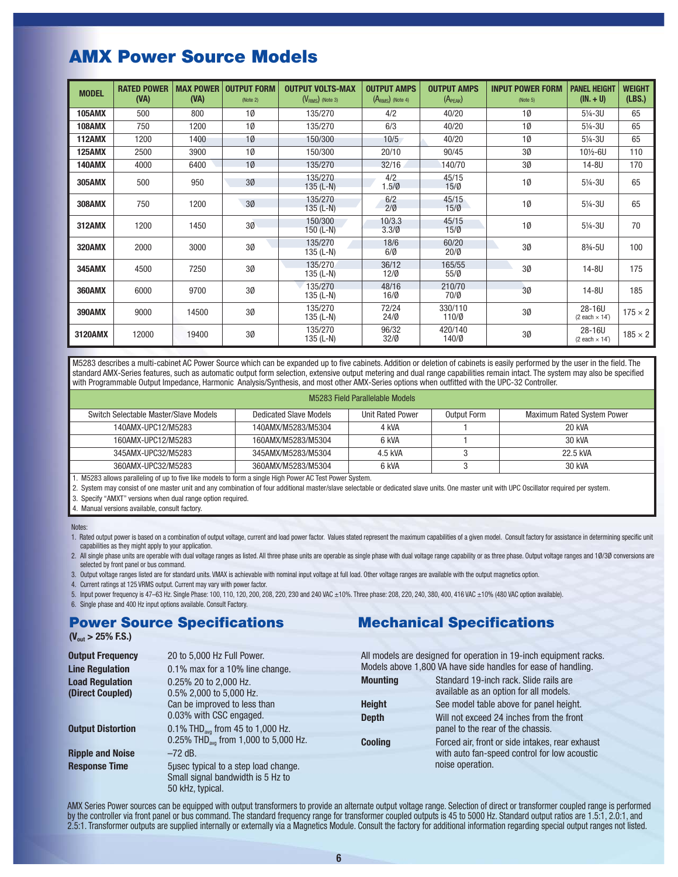# AMX Power Source Models

| MODEL | RATED POWER (VA) | MAX POWER (VA) | OUTPUT FORM (Note 2) | OUTPUT VOLTS-MAX ($V_{RMS}$) (Note 3) | OUTPUT AMPS ($A_{RMS}$) (Note 4) | OUTPUT AMPS ($A_{PEAK}$) | INPUT POWER FORM (Note 5) | PANEL HEIGHT (IN. + U) | WEIGHT (LBS.) |
|---|---|---|---|---|---|---|---|---|---|
| **105AMX** | 500 | 800 | 1Ø | 135/270 | 4/2 | 40/20 | 1Ø | 5¼-3U | 65 |
| **108AMX** | 750 | 1200 | 1Ø | 135/270 | 6/3 | 40/20 | 1Ø | 5¼-3U | 65 |
| **112AMX** | 1200 | 1400 | 1Ø | 150/300 | 10/5 | 40/20 | 1Ø | 5¼-3U | 65 |
| **125AMX** | 2500 | 3900 | 1Ø | 150/300 | 20/10 | 90/45 | 3Ø | 10½-6U | 110 |
| **140AMX** | 4000 | 6400 | 1Ø | 135/270 | 32/16 | 140/70 | 3Ø | 14-8U | 170 |
| **305AMX** | 500 | 950 | 3Ø | 135/270 135 (L-N) | 4/2 1.5/Ø | 45/15 15/Ø | 1Ø | 5¼-3U | 65 |
| **308AMX** | 750 | 1200 | 3Ø | 135/270 135 (L-N) | 6/2 2/Ø | 45/15 15/Ø | 1Ø | 5¼-3U | 65 |
| **312AMX** | 1200 | 1450 | 3Ø | 150/300 150 (L-N) | 10/3.3 3.3/Ø | 45/15 15/Ø | 1Ø | 5¼-3U | 70 |
| **320AMX** | 2000 | 3000 | 3Ø | 135/270 135 (L-N) | 18/6 6/Ø | 60/20 20/Ø | 3Ø | 8¾-5U | 100 |
| **345AMX** | 4500 | 7250 | 3Ø | 135/270 135 (L-N) | 36/12 12/Ø | 165/55 55/Ø | 3Ø | 14-8U | 175 |
| **360AMX** | 6000 | 9700 | 3Ø | 135/270 135 (L-N) | 48/16 16/Ø | 210/70 70/Ø | 3Ø | 14-8U | 185 |
| **390AMX** | 9000 | 14500 | 3Ø | 135/270 135 (L-N) | 72/24 24/Ø | 330/110 110/Ø | 3Ø | 28-16U (2 each × 14') | 175 × 2 |
| **3120AMX** | 12000 | 19400 | 3Ø | 135/270 135 (L-N) | 96/32 32/Ø | 420/140 140/Ø | 3Ø | 28-16U (2 each × 14') | 185 × 2 |

M5283 describes a multi-cabinet AC Power Source which can be expanded up to five cabinets. Addition or deletion of cabinets is easily performed by the user in the field. The standard AMX-Series features, such as automatic output form selection, extensive output metering and dual range capabilities remain intact. The system may also be specified with Programmable Output Impedance, Harmonic Analysis/Synthesis, and most other AMX-Series options when outfitted with the UPC-32 Controller.

| M5283 Field Parallelable Models | | | | |
|---|---|---|---|---|
| Switch Selectable Master/Slave Models | Dedicated Slave Models | Unit Rated Power | Output Form | Maximum Rated System Power |
| 140AMX-UPC12/M5283 | 140AMX/M5283/M5304 | 4 kVA | 1 | 20 kVA |
| 160AMX-UPC12/M5283 | 160AMX/M5283/M5304 | 6 kVA | 1 | 30 kVA |
| 345AMX-UPC32/M5283 | 345AMX/M5283/M5304 | 4.5 kVA | 3 | 22.5 kVA |
| 360AMX-UPC32/M5283 | 360AMX/M5283/M5304 | 6 kVA | 3 | 30 kVA |

1. M5283 allows paralleling of up to five like models to form a single High Power AC Test Power System.
2. System may consist of one master unit and any combination of four additional master/slave selectable or dedicated slave units. One master unit with UPC Oscillator required per system.
3. Specify "AMXT" versions when dual range option required.
4. Manual versions available, consult factory.

Notes:

1. Rated output power is based on a combination of output voltage, current and load power factor. Values stated represent the maximum capabilities of a given model. Consult factory for assistance in determining specific unit capabilities as they might apply to your application.
2. All single phase units are operable with dual voltage ranges as listed. All three phase units are operable as single phase with dual voltage range capability or as three phase. Output voltage ranges and 1Ø/3Ø conversions are selected by front panel or bus command.
3. Output voltage ranges listed are for standard units. VMAX is achievable with nominal input voltage at full load. Other voltage ranges are available with the output magnetics option.
4. Current ratings at 125 VRMS output. Current may vary with power factor.
5. Input power frequency is 47–63 Hz. Single Phase: 100, 110, 120, 200, 208, 220, 230 and 240 VAC ±10%. Three phase: 208, 220, 240, 380, 400, 416 VAC ±10% (480 VAC option available).
6. Single phase and 400 Hz input options available. Consult Factory.

## Power Source Specifications

**($V_{out}$ > 25% F.S.)**

| | |
|---|---|
| **Output Frequency** | 20 to 5,000 Hz Full Power. |
| **Line Regulation** | 0.1% max for a 10% line change. |
| **Load Regulation (Direct Coupled)** | 0.25% 20 to 2,000 Hz. 0.5% 2,000 to 5,000 Hz. Can be improved to less than 0.03% with CSC engaged. |
| **Output Distortion** | 0.1% $THD_{avg}$ from 45 to 1,000 Hz. 0.25% $THD_{avg}$ from 1,000 to 5,000 Hz. |
| **Ripple and Noise** | –72 dB. |
| **Response Time** | 5µsec typical to a step load change. Small signal bandwidth is 5 Hz to 50 kHz, typical. |

## Mechanical Specifications

All models are designed for operation in 19-inch equipment racks. Models above 1,800 VA have side handles for ease of handling.

| | |
|---|---|
| **Mounting** | Standard 19-inch rack. Slide rails are available as an option for all models. |
| **Height** | See model table above for panel height. |
| **Depth** | Will not exceed 24 inches from the front panel to the rear of the chassis. |
| **Cooling** | Forced air, front or side intakes, rear exhaust with auto fan-speed control for low acoustic noise operation. |

AMX Series Power sources can be equipped with output transformers to provide an alternate output voltage range. Selection of direct or transformer coupled range is performed by the controller via front panel or bus command. The standard frequency range for transformer coupled outputs is 45 to 5000 Hz. Standard output ratios are 1.5:1, 2.0:1, and 2.5:1. Transformer outputs are supplied internally or externally via a Magnetics Module. Consult the factory for additional information regarding special output ranges not listed.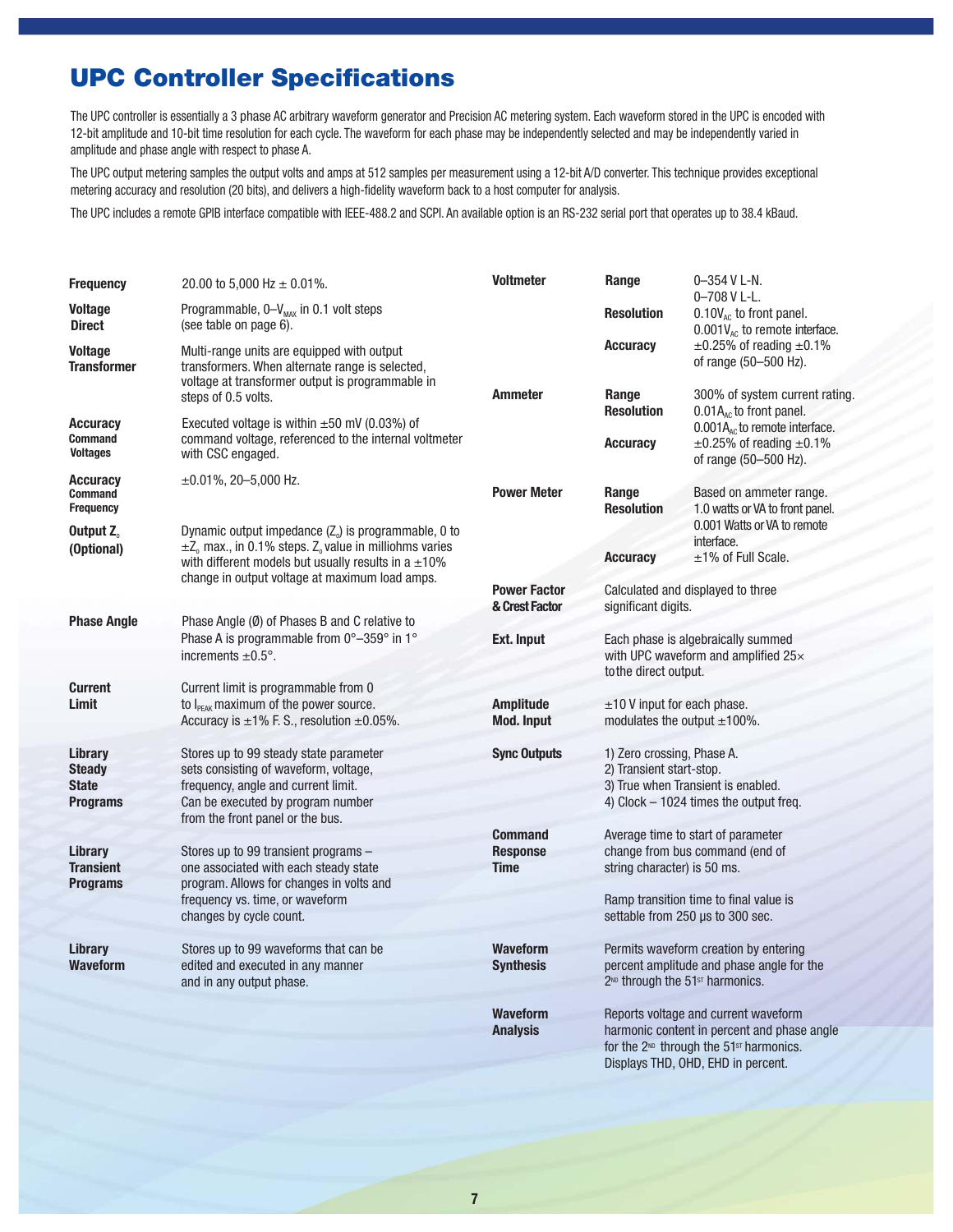# UPC Controller Specifications

The UPC controller is essentially a 3 phase AC arbitrary waveform generator and Precision AC metering system. Each waveform stored in the UPC is encoded with 12-bit amplitude and 10-bit time resolution for each cycle. The waveform for each phase may be independently selected and may be independently varied in amplitude and phase angle with respect to phase A.

The UPC output metering samples the output volts and amps at 512 samples per measurement using a 12-bit A/D converter. This technique provides exceptional metering accuracy and resolution (20 bits), and delivers a high-fidelity waveform back to a host computer for analysis.

The UPC includes a remote GPIB interface compatible with IEEE-488.2 and SCPI. An available option is an RS-232 serial port that operates up to 38.4 kBaud.

| | |
|---|---|
| **Frequency** | 20.00 to 5,000 Hz ± 0.01%. |
| **Voltage Direct** | Programmable, 0–$V_{MAX}$ in 0.1 volt steps (see table on page 6). |
| **Voltage Transformer** | Multi-range units are equipped with output transformers. When alternate range is selected, voltage at transformer output is programmable in steps of 0.5 volts. |
| **Accuracy Command Voltages** | Executed voltage is within ±50 mV (0.03%) of command voltage, referenced to the internal voltmeter with CSC engaged. |
| **Accuracy Command Frequency** | ±0.01%, 20–5,000 Hz. |
| **Output $Z_o$ (Optional)** | Dynamic output impedance ($Z_o$) is programmable, 0 to ±$Z_o$ max., in 0.1% steps. $Z_o$ value in milliohms varies with different models but usually results in a ±10% change in output voltage at maximum load amps. |
| **Phase Angle** | Phase Angle (Ø) of Phases B and C relative to Phase A is programmable from 0°–359° in 1° increments ±0.5°. |
| **Current Limit** | Current limit is programmable from 0 to $I_{PEAK}$ maximum of the power source. Accuracy is ±1% F. S., resolution ±0.05%. |
| **Library Steady State Programs** | Stores up to 99 steady state parameter sets consisting of waveform, voltage, frequency, angle and current limit. Can be executed by program number from the front panel or the bus. |
| **Library Transient Programs** | Stores up to 99 transient programs – one associated with each steady state program. Allows for changes in volts and frequency vs. time, or waveform changes by cycle count. |
| **Library Waveform** | Stores up to 99 waveforms that can be edited and executed in any manner and in any output phase. |

| | | |
|---|---|---|
| **Voltmeter** | **Range** | 0–354 V L-N. 0–708 V L-L. |
| | **Resolution** | 0.10$V_{AC}$ to front panel. 0.001$V_{AC}$ to remote interface. |
| | **Accuracy** | ±0.25% of reading ±0.1% of range (50–500 Hz). |
| **Ammeter** | **Range** | 300% of system current rating. |
| | **Resolution** | 0.01$A_{AC}$ to front panel. 0.001$A_{AC}$ to remote interface. |
| | **Accuracy** | ±0.25% of reading ±0.1% of range (50–500 Hz). |
| **Power Meter** | **Range** | Based on ammeter range. |
| | **Resolution** | 1.0 watts or VA to front panel. 0.001 Watts or VA to remote interface. |
| | **Accuracy** | ±1% of Full Scale. |

| | |
|---|---|
| **Power Factor & Crest Factor** | Calculated and displayed to three significant digits. |
| **Ext. Input** | Each phase is algebraically summed with UPC waveform and amplified 25× to the direct output. |
| **Amplitude Mod. Input** | ±10 V input for each phase. modulates the output ±100%. |
| **Sync Outputs** | 1) Zero crossing, Phase A.<br>2) Transient start-stop.<br>3) True when Transient is enabled.<br>4) Clock – 1024 times the output freq. |
| **Command Response Time** | Average time to start of parameter change from bus command (end of string character) is 50 ms.<br><br>Ramp transition time to final value is settable from 250 µs to 300 sec. |
| **Waveform Synthesis** | Permits waveform creation by entering percent amplitude and phase angle for the 2ND through the 51ST harmonics. |
| **Waveform Analysis** | Reports voltage and current waveform harmonic content in percent and phase angle for the 2ND through the 51ST harmonics. Displays THD, OHD, EHD in percent. |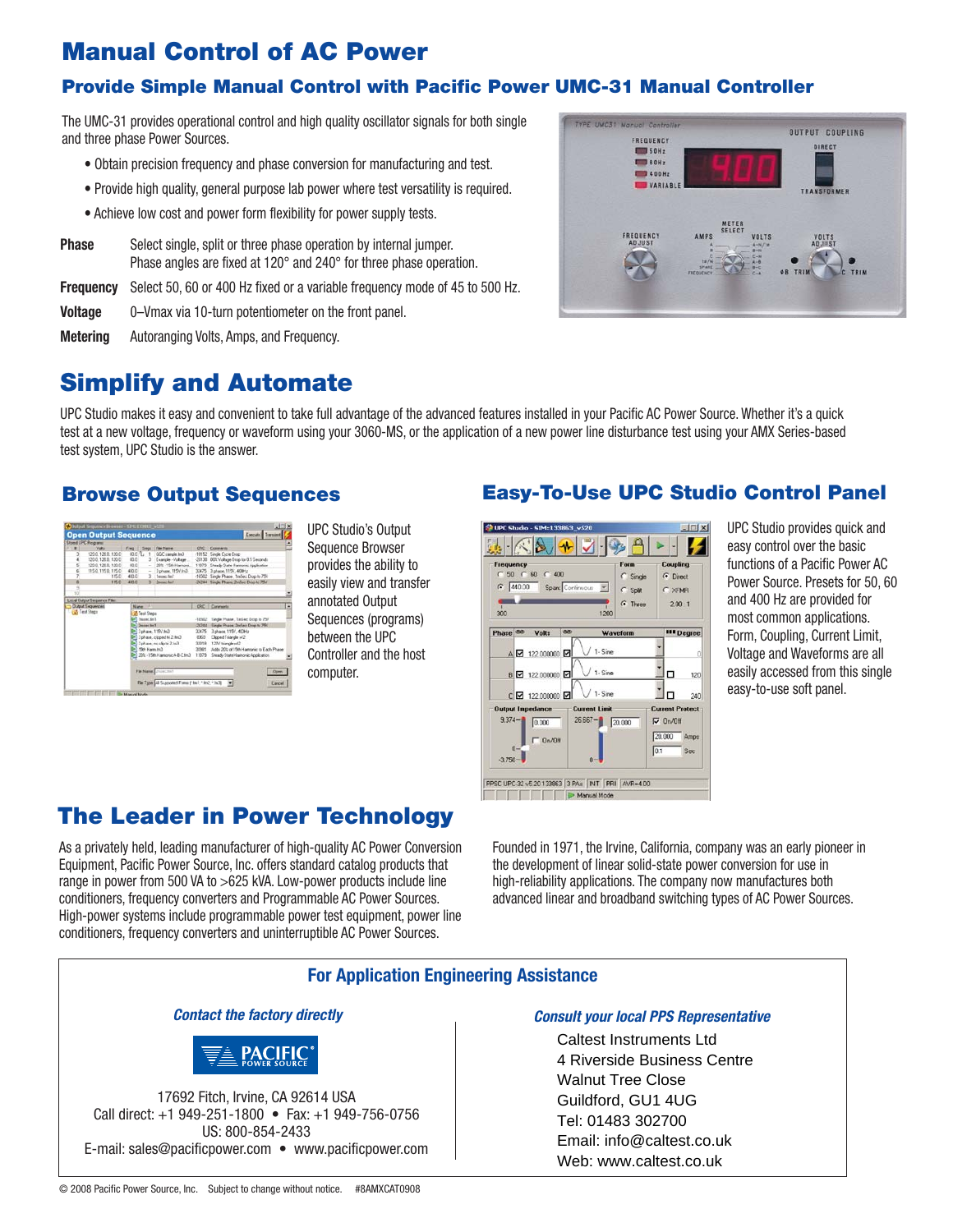# Manual Control of AC Power

## Provide Simple Manual Control with Pacific Power UMC-31 Manual Controller

The UMC-31 provides operational control and high quality oscillator signals for both single and three phase Power Sources.

- Obtain precision frequency and phase conversion for manufacturing and test.
- Provide high quality, general purpose lab power where test versatility is required.
- Achieve low cost and power form flexibility for power supply tests.

**Phase** Select single, split or three phase operation by internal jumper. Phase angles are fixed at 120° and 240° for three phase operation.

**Frequency** Select 50, 60 or 400 Hz fixed or a variable frequency mode of 45 to 500 Hz.

**Voltage** 0–Vmax via 10-turn potentiometer on the front panel.

**Metering** Autoranging Volts, Amps, and Frequency.

# Simplify and Automate

UPC Studio makes it easy and convenient to take full advantage of the advanced features installed in your Pacific AC Power Source. Whether it's a quick test at a new voltage, frequency or waveform using your 3060-MS, or the application of a new power line disturbance test using your AMX Series-based test system, UPC Studio is the answer.

## Browse Output Sequences

UPC Studio's Output Sequence Browser provides the ability to easily view and transfer annotated Output Sequences (programs) between the UPC Controller and the host computer.

## Easy-To-Use UPC Studio Control Panel

UPC Studio provides quick and easy control over the basic functions of a Pacific Power AC Power Source. Presets for 50, 60 and 400 Hz are provided for most common applications. Form, Coupling, Current Limit, Voltage and Waveforms are all easily accessed from this single easy-to-use soft panel.

# The Leader in Power Technology

As a privately held, leading manufacturer of high-quality AC Power Conversion Equipment, Pacific Power Source, Inc. offers standard catalog products that range in power from 500 VA to >625 kVA. Low-power products include line conditioners, frequency converters and Programmable AC Power Sources. High-power systems include programmable power test equipment, power line conditioners, frequency converters and uninterruptible AC Power Sources.

Founded in 1971, the Irvine, California, company was an early pioneer in the development of linear solid-state power conversion for use in high-reliability applications. The company now manufactures both advanced linear and broadband switching types of AC Power Sources.

## For Application Engineering Assistance

*Contact the factory directly*

PACIFIC POWER SOURCE

17692 Fitch, Irvine, CA 92614 USA
Call direct: +1 949-251-1800 • Fax: +1 949-756-0756
US: 800-854-2433
E-mail: sales@pacificpower.com • www.pacificpower.com

*Consult your local PPS Representative*

Caltest Instruments Ltd
4 Riverside Business Centre
Walnut Tree Close
Guildford, GU1 4UG
Tel: 01483 302700
Email: info@caltest.co.uk
Web: www.caltest.co.uk

© 2008 Pacific Power Source, Inc. Subject to change without notice. #8AMXCAT0908